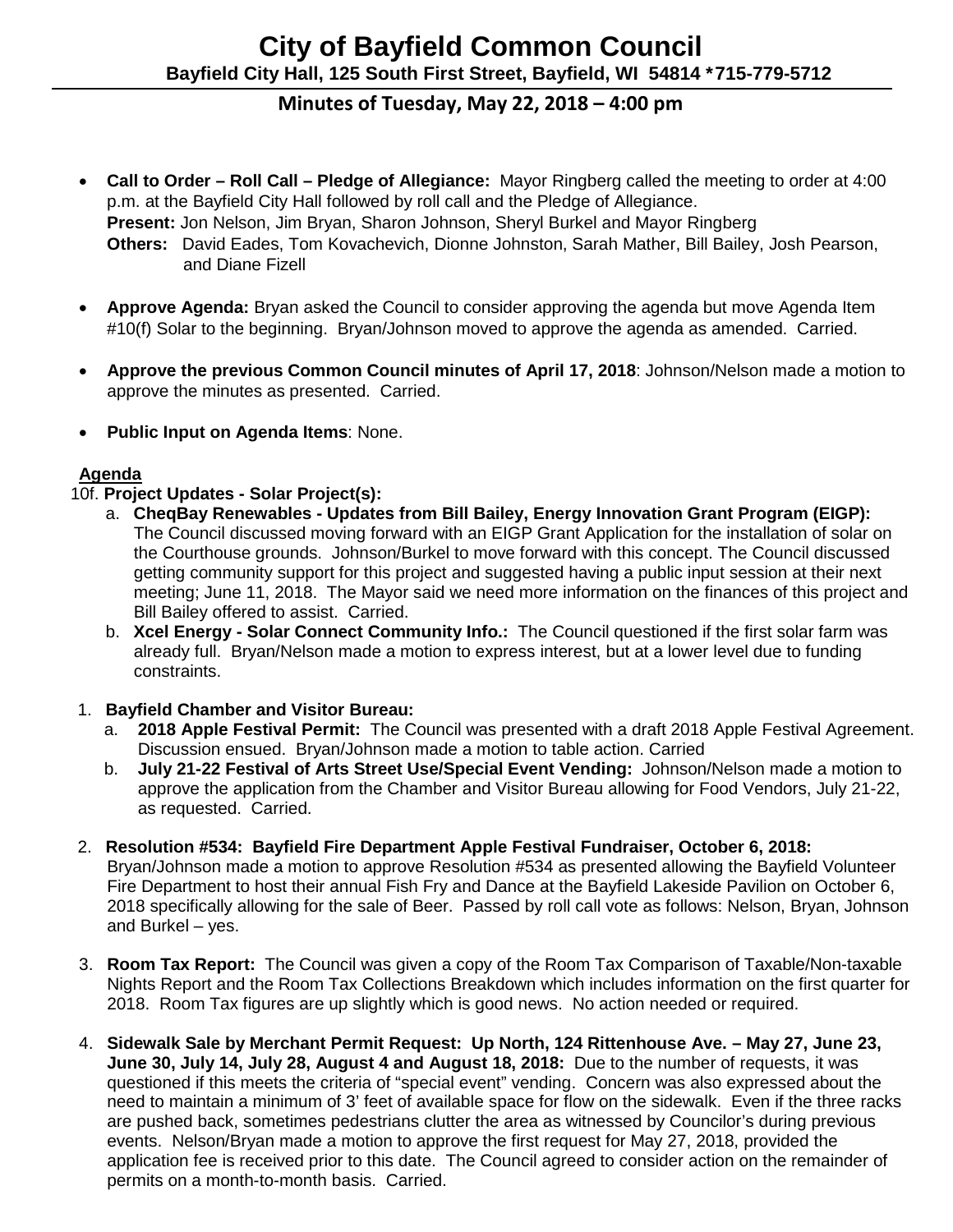# City of Bayfield Common Council

**Bayfield City Hall, 125 South First Street, Bayfield, WI 54814 *715-779-5712**

## Minutes of Tuesday, May 22, 2018 – 4:00 pm

- **Call to Order – Roll Call – Pledge of Allegiance:** Mayor Ringberg called the meeting to order at 4:00 p.m. at the Bayfield City Hall followed by roll call and the Pledge of Allegiance.
  **Present:** Jon Nelson, Jim Bryan, Sharon Johnson, Sheryl Burkel and Mayor Ringberg
  **Others:** David Eades, Tom Kovachevich, Dionne Johnston, Sarah Mather, Bill Bailey, Josh Pearson, and Diane Fizell

- **Approve Agenda:** Bryan asked the Council to consider approving the agenda but move Agenda Item #10(f) Solar to the beginning. Bryan/Johnson moved to approve the agenda as amended. Carried.

- **Approve the previous Common Council minutes of April 17, 2018**: Johnson/Nelson made a motion to approve the minutes as presented. Carried.

- **Public Input on Agenda Items**: None.

**Agenda**

10f. **Project Updates - Solar Project(s):**

a. **CheqBay Renewables - Updates from Bill Bailey, Energy Innovation Grant Program (EIGP):** The Council discussed moving forward with an EIGP Grant Application for the installation of solar on the Courthouse grounds. Johnson/Burkel to move forward with this concept. The Council discussed getting community support for this project and suggested having a public input session at their next meeting; June 11, 2018. The Mayor said we need more information on the finances of this project and Bill Bailey offered to assist. Carried.

b. **Xcel Energy - Solar Connect Community Info.:** The Council questioned if the first solar farm was already full. Bryan/Nelson made a motion to express interest, but at a lower level due to funding constraints.

1. **Bayfield Chamber and Visitor Bureau:**
   a. **2018 Apple Festival Permit:** The Council was presented with a draft 2018 Apple Festival Agreement. Discussion ensued. Bryan/Johnson made a motion to table action. Carried
   b. **July 21-22 Festival of Arts Street Use/Special Event Vending:** Johnson/Nelson made a motion to approve the application from the Chamber and Visitor Bureau allowing for Food Vendors, July 21-22, as requested. Carried.

2. **Resolution #534: Bayfield Fire Department Apple Festival Fundraiser, October 6, 2018:** Bryan/Johnson made a motion to approve Resolution #534 as presented allowing the Bayfield Volunteer Fire Department to host their annual Fish Fry and Dance at the Bayfield Lakeside Pavilion on October 6, 2018 specifically allowing for the sale of Beer. Passed by roll call vote as follows: Nelson, Bryan, Johnson and Burkel – yes.

3. **Room Tax Report:** The Council was given a copy of the Room Tax Comparison of Taxable/Non-taxable Nights Report and the Room Tax Collections Breakdown which includes information on the first quarter for 2018. Room Tax figures are up slightly which is good news. No action needed or required.

4. **Sidewalk Sale by Merchant Permit Request: Up North, 124 Rittenhouse Ave. – May 27, June 23, June 30, July 14, July 28, August 4 and August 18, 2018:** Due to the number of requests, it was questioned if this meets the criteria of "special event" vending. Concern was also expressed about the need to maintain a minimum of 3' feet of available space for flow on the sidewalk. Even if the three racks are pushed back, sometimes pedestrians clutter the area as witnessed by Councilor's during previous events. Nelson/Bryan made a motion to approve the first request for May 27, 2018, provided the application fee is received prior to this date. The Council agreed to consider action on the remainder of permits on a month-to-month basis. Carried.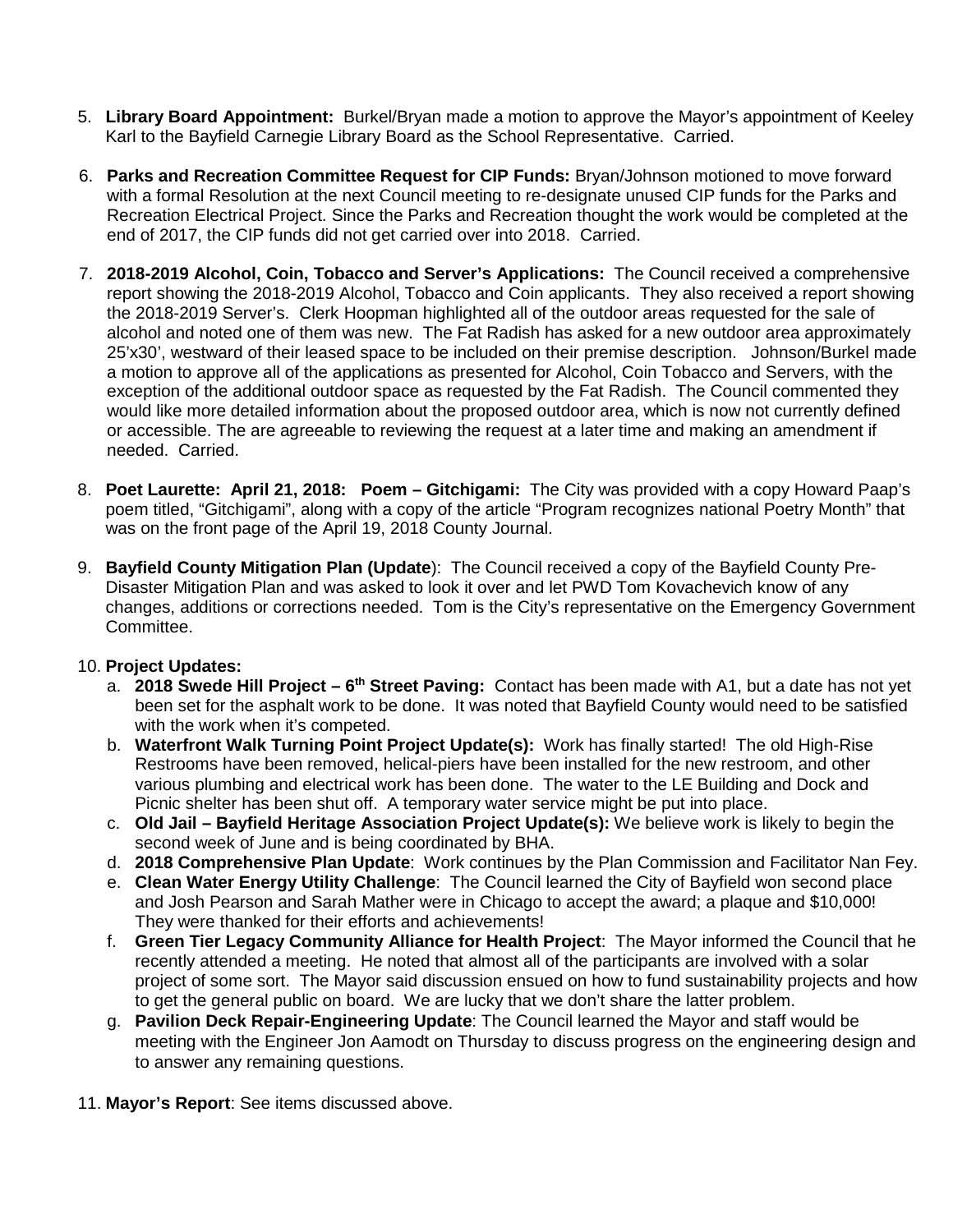5. **Library Board Appointment:** Burkel/Bryan made a motion to approve the Mayor's appointment of Keeley Karl to the Bayfield Carnegie Library Board as the School Representative. Carried.

6. **Parks and Recreation Committee Request for CIP Funds:** Bryan/Johnson motioned to move forward with a formal Resolution at the next Council meeting to re-designate unused CIP funds for the Parks and Recreation Electrical Project. Since the Parks and Recreation thought the work would be completed at the end of 2017, the CIP funds did not get carried over into 2018. Carried.

7. **2018-2019 Alcohol, Coin, Tobacco and Server's Applications:** The Council received a comprehensive report showing the 2018-2019 Alcohol, Tobacco and Coin applicants. They also received a report showing the 2018-2019 Server's. Clerk Hoopman highlighted all of the outdoor areas requested for the sale of alcohol and noted one of them was new. The Fat Radish has asked for a new outdoor area approximately 25'x30', westward of their leased space to be included on their premise description. Johnson/Burkel made a motion to approve all of the applications as presented for Alcohol, Coin Tobacco and Servers, with the exception of the additional outdoor space as requested by the Fat Radish. The Council commented they would like more detailed information about the proposed outdoor area, which is now not currently defined or accessible. The are agreeable to reviewing the request at a later time and making an amendment if needed. Carried.

8. **Poet Laurette: April 21, 2018: Poem – Gitchigami:** The City was provided with a copy Howard Paap's poem titled, "Gitchigami", along with a copy of the article "Program recognizes national Poetry Month" that was on the front page of the April 19, 2018 County Journal.

9. **Bayfield County Mitigation Plan (Update**): The Council received a copy of the Bayfield County Pre-Disaster Mitigation Plan and was asked to look it over and let PWD Tom Kovachevich know of any changes, additions or corrections needed. Tom is the City's representative on the Emergency Government Committee.

10. **Project Updates:**
    a. **2018 Swede Hill Project – 6th Street Paving:** Contact has been made with A1, but a date has not yet been set for the asphalt work to be done. It was noted that Bayfield County would need to be satisfied with the work when it's competed.
    b. **Waterfront Walk Turning Point Project Update(s):** Work has finally started! The old High-Rise Restrooms have been removed, helical-piers have been installed for the new restroom, and other various plumbing and electrical work has been done. The water to the LE Building and Dock and Picnic shelter has been shut off. A temporary water service might be put into place.
    c. **Old Jail – Bayfield Heritage Association Project Update(s):** We believe work is likely to begin the second week of June and is being coordinated by BHA.
    d. **2018 Comprehensive Plan Update**: Work continues by the Plan Commission and Facilitator Nan Fey.
    e. **Clean Water Energy Utility Challenge**: The Council learned the City of Bayfield won second place and Josh Pearson and Sarah Mather were in Chicago to accept the award; a plaque and $10,000! They were thanked for their efforts and achievements!
    f. **Green Tier Legacy Community Alliance for Health Project**: The Mayor informed the Council that he recently attended a meeting. He noted that almost all of the participants are involved with a solar project of some sort. The Mayor said discussion ensued on how to fund sustainability projects and how to get the general public on board. We are lucky that we don't share the latter problem.
    g. **Pavilion Deck Repair-Engineering Update**: The Council learned the Mayor and staff would be meeting with the Engineer Jon Aamodt on Thursday to discuss progress on the engineering design and to answer any remaining questions.

11. **Mayor's Report**: See items discussed above.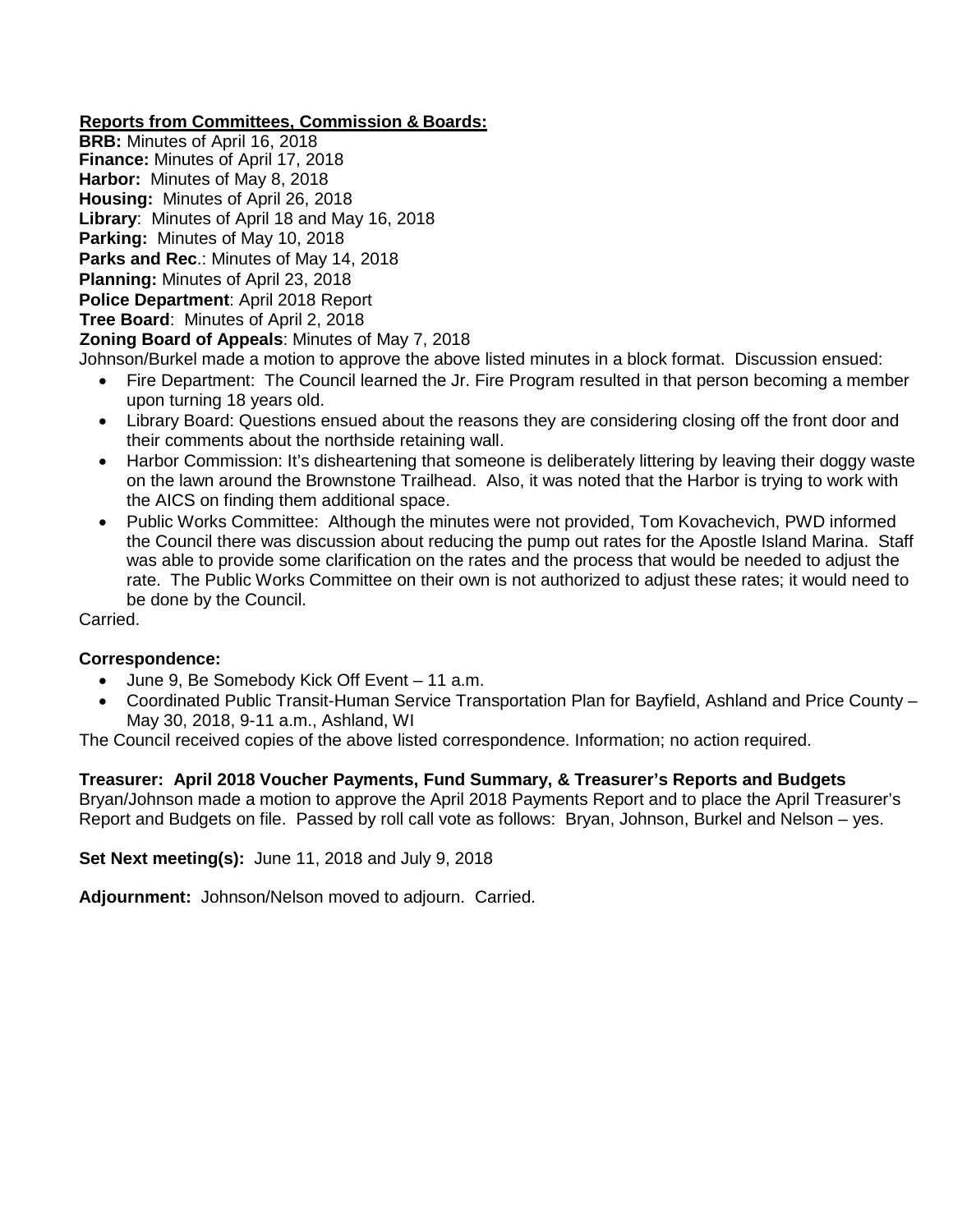**Reports from Committees, Commission & Boards:**

**BRB:** Minutes of April 16, 2018
**Finance:** Minutes of April 17, 2018
**Harbor:** Minutes of May 8, 2018
**Housing:** Minutes of April 26, 2018
**Library**: Minutes of April 18 and May 16, 2018
**Parking:** Minutes of May 10, 2018
**Parks and Rec**.: Minutes of May 14, 2018
**Planning:** Minutes of April 23, 2018
**Police Department**: April 2018 Report
**Tree Board**: Minutes of April 2, 2018
**Zoning Board of Appeals**: Minutes of May 7, 2018

Johnson/Burkel made a motion to approve the above listed minutes in a block format. Discussion ensued:

- Fire Department: The Council learned the Jr. Fire Program resulted in that person becoming a member upon turning 18 years old.
- Library Board: Questions ensued about the reasons they are considering closing off the front door and their comments about the northside retaining wall.
- Harbor Commission: It's disheartening that someone is deliberately littering by leaving their doggy waste on the lawn around the Brownstone Trailhead. Also, it was noted that the Harbor is trying to work with the AICS on finding them additional space.
- Public Works Committee: Although the minutes were not provided, Tom Kovachevich, PWD informed the Council there was discussion about reducing the pump out rates for the Apostle Island Marina. Staff was able to provide some clarification on the rates and the process that would be needed to adjust the rate. The Public Works Committee on their own is not authorized to adjust these rates; it would need to be done by the Council.

Carried.

**Correspondence:**

- June 9, Be Somebody Kick Off Event – 11 a.m.
- Coordinated Public Transit-Human Service Transportation Plan for Bayfield, Ashland and Price County – May 30, 2018, 9-11 a.m., Ashland, WI

The Council received copies of the above listed correspondence. Information; no action required.

**Treasurer: April 2018 Voucher Payments, Fund Summary, & Treasurer's Reports and Budgets**
Bryan/Johnson made a motion to approve the April 2018 Payments Report and to place the April Treasurer's Report and Budgets on file. Passed by roll call vote as follows: Bryan, Johnson, Burkel and Nelson – yes.

**Set Next meeting(s):** June 11, 2018 and July 9, 2018

**Adjournment:** Johnson/Nelson moved to adjourn. Carried.